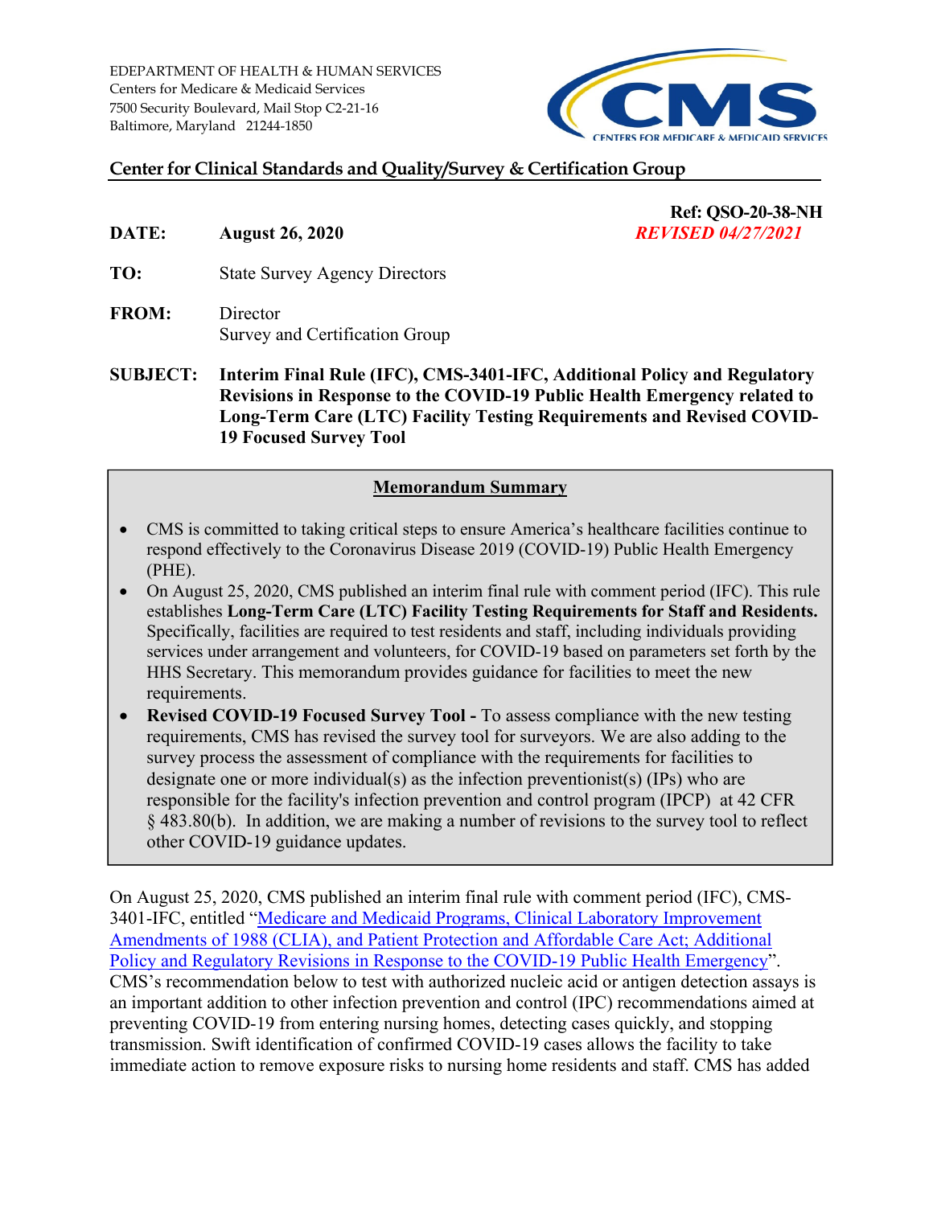EDEPARTMENT OF HEALTH & HUMAN SERVICES
Centers for Medicare & Medicaid Services
7500 Security Boulevard, Mail Stop C2-21-16
Baltimore, Maryland 21244-1850

CMS CENTERS FOR MEDICARE & MEDICAID SERVICES

## Center for Clinical Standards and Quality/Survey & Certification Group

**Ref: QSO-20-38-NH**
***REVISED 04/27/2021***

**DATE:** **August 26, 2020**

**TO:** State Survey Agency Directors

**FROM:** Director
Survey and Certification Group

**SUBJECT:** **Interim Final Rule (IFC), CMS-3401-IFC, Additional Policy and Regulatory Revisions in Response to the COVID-19 Public Health Emergency related to Long-Term Care (LTC) Facility Testing Requirements and Revised COVID-19 Focused Survey Tool**

### Memorandum Summary

- CMS is committed to taking critical steps to ensure America's healthcare facilities continue to respond effectively to the Coronavirus Disease 2019 (COVID-19) Public Health Emergency (PHE).
- On August 25, 2020, CMS published an interim final rule with comment period (IFC). This rule establishes **Long-Term Care (LTC) Facility Testing Requirements for Staff and Residents.** Specifically, facilities are required to test residents and staff, including individuals providing services under arrangement and volunteers, for COVID-19 based on parameters set forth by the HHS Secretary. This memorandum provides guidance for facilities to meet the new requirements.
- **Revised COVID-19 Focused Survey Tool -** To assess compliance with the new testing requirements, CMS has revised the survey tool for surveyors. We are also adding to the survey process the assessment of compliance with the requirements for facilities to designate one or more individual(s) as the infection preventionist(s) (IPs) who are responsible for the facility's infection prevention and control program (IPCP) at 42 CFR § 483.80(b). In addition, we are making a number of revisions to the survey tool to reflect other COVID-19 guidance updates.

On August 25, 2020, CMS published an interim final rule with comment period (IFC), CMS-3401-IFC, entitled "Medicare and Medicaid Programs, Clinical Laboratory Improvement Amendments of 1988 (CLIA), and Patient Protection and Affordable Care Act; Additional Policy and Regulatory Revisions in Response to the COVID-19 Public Health Emergency". CMS's recommendation below to test with authorized nucleic acid or antigen detection assays is an important addition to other infection prevention and control (IPC) recommendations aimed at preventing COVID-19 from entering nursing homes, detecting cases quickly, and stopping transmission. Swift identification of confirmed COVID-19 cases allows the facility to take immediate action to remove exposure risks to nursing home residents and staff. CMS has added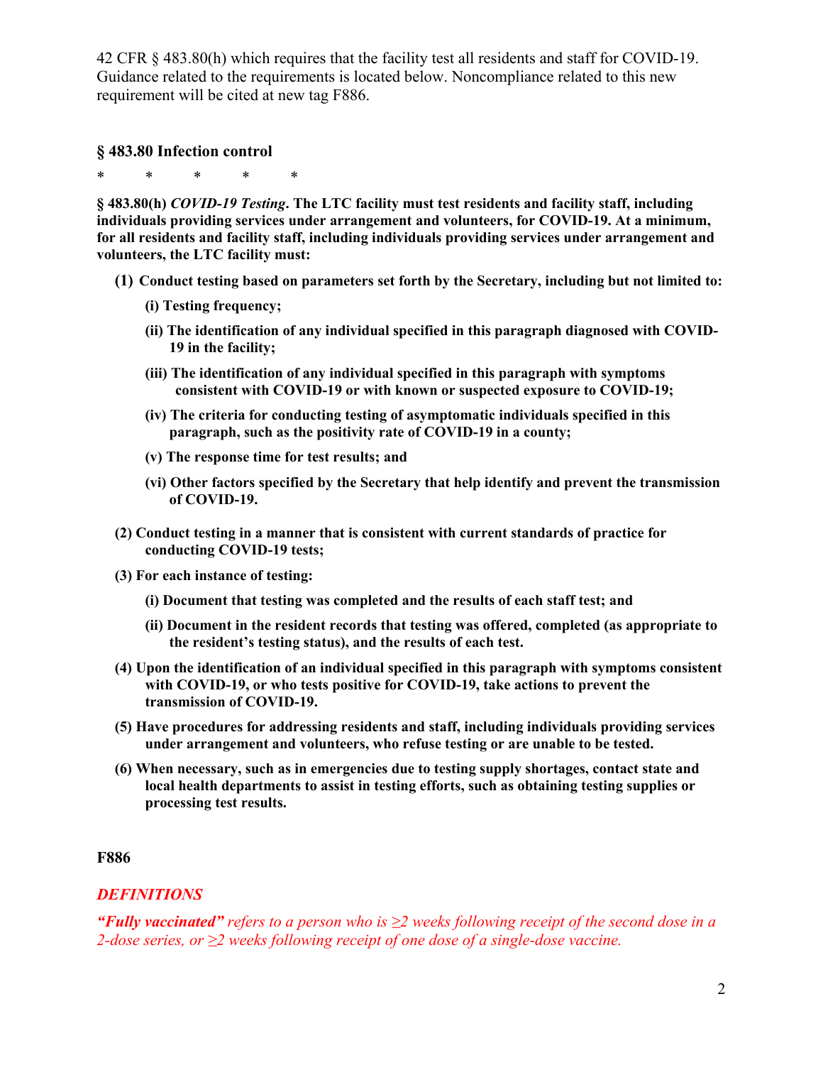42 CFR § 483.80(h) which requires that the facility test all residents and staff for COVID-19. Guidance related to the requirements is located below. Noncompliance related to this new requirement will be cited at new tag F886.

## § 483.80 Infection control

\*          \*          \*          \*          \*

**§ 483.80(h)** ***COVID-19 Testing*****. The LTC facility must test residents and facility staff, including individuals providing services under arrangement and volunteers, for COVID-19. At a minimum, for all residents and facility staff, including individuals providing services under arrangement and volunteers, the LTC facility must:**

- **(1) Conduct testing based on parameters set forth by the Secretary, including but not limited to:**
  - **(i) Testing frequency;**
  - **(ii) The identification of any individual specified in this paragraph diagnosed with COVID-19 in the facility;**
  - **(iii) The identification of any individual specified in this paragraph with symptoms consistent with COVID-19 or with known or suspected exposure to COVID-19;**
  - **(iv) The criteria for conducting testing of asymptomatic individuals specified in this paragraph, such as the positivity rate of COVID-19 in a county;**
  - **(v) The response time for test results; and**
  - **(vi) Other factors specified by the Secretary that help identify and prevent the transmission of COVID-19.**
- **(2) Conduct testing in a manner that is consistent with current standards of practice for conducting COVID-19 tests;**
- **(3) For each instance of testing:**
  - **(i) Document that testing was completed and the results of each staff test; and**
  - **(ii) Document in the resident records that testing was offered, completed (as appropriate to the resident's testing status), and the results of each test.**
- **(4) Upon the identification of an individual specified in this paragraph with symptoms consistent with COVID-19, or who tests positive for COVID-19, take actions to prevent the transmission of COVID-19.**
- **(5) Have procedures for addressing residents and staff, including individuals providing services under arrangement and volunteers, who refuse testing or are unable to be tested.**
- **(6) When necessary, such as in emergencies due to testing supply shortages, contact state and local health departments to assist in testing efforts, such as obtaining testing supplies or processing test results.**

### F886

### *DEFINITIONS*

***"Fully vaccinated"*** *refers to a person who is ≥2 weeks following receipt of the second dose in a 2-dose series, or ≥2 weeks following receipt of one dose of a single-dose vaccine.*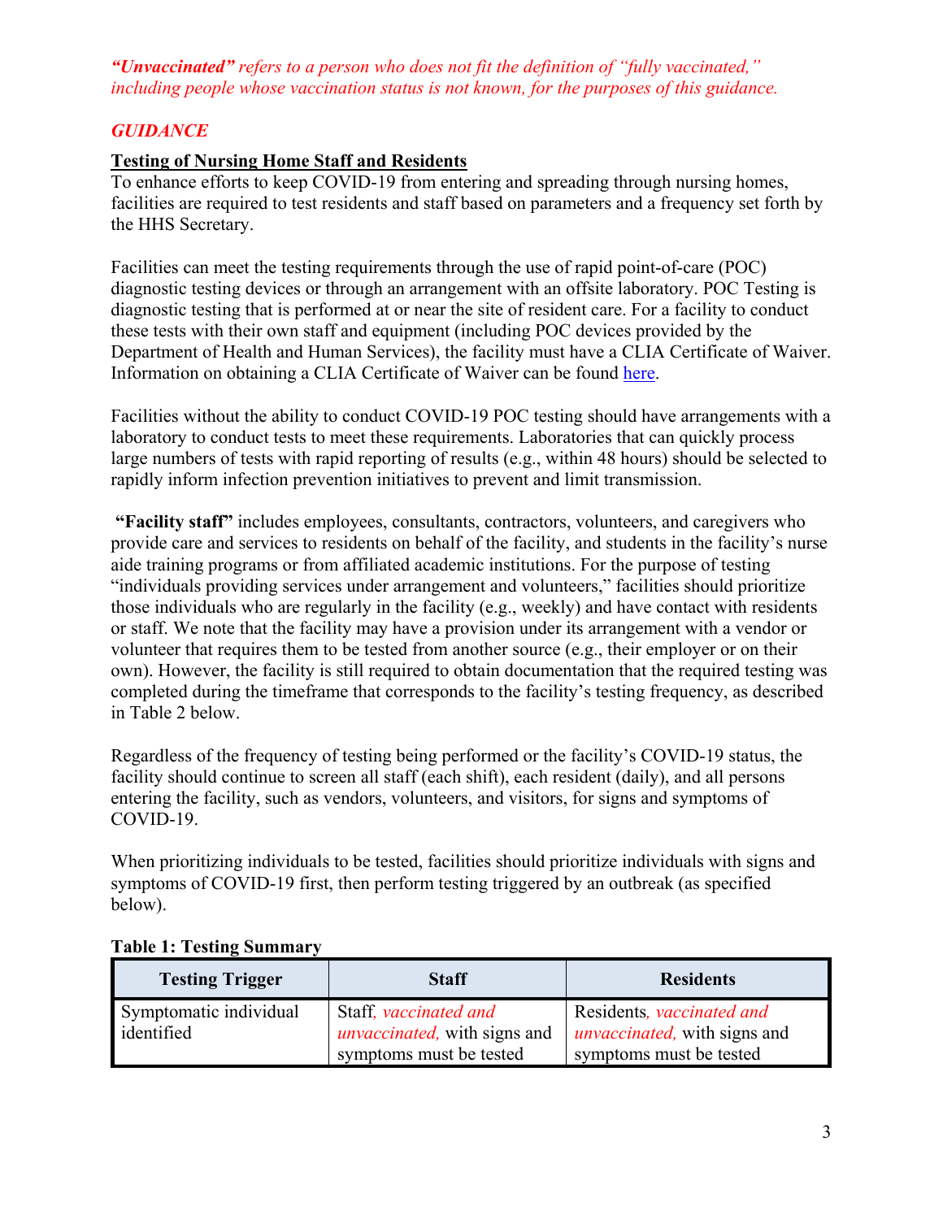*"**Unvaccinated**" refers to a person who does not fit the definition of "fully vaccinated," including people whose vaccination status is not known, for the purposes of this guidance.*

## *GUIDANCE*

### Testing of Nursing Home Staff and Residents

To enhance efforts to keep COVID-19 from entering and spreading through nursing homes, facilities are required to test residents and staff based on parameters and a frequency set forth by the HHS Secretary.

Facilities can meet the testing requirements through the use of rapid point-of-care (POC) diagnostic testing devices or through an arrangement with an offsite laboratory. POC Testing is diagnostic testing that is performed at or near the site of resident care. For a facility to conduct these tests with their own staff and equipment (including POC devices provided by the Department of Health and Human Services), the facility must have a CLIA Certificate of Waiver. Information on obtaining a CLIA Certificate of Waiver can be found here.

Facilities without the ability to conduct COVID-19 POC testing should have arrangements with a laboratory to conduct tests to meet these requirements. Laboratories that can quickly process large numbers of tests with rapid reporting of results (e.g., within 48 hours) should be selected to rapidly inform infection prevention initiatives to prevent and limit transmission.

**"Facility staff"** includes employees, consultants, contractors, volunteers, and caregivers who provide care and services to residents on behalf of the facility, and students in the facility's nurse aide training programs or from affiliated academic institutions. For the purpose of testing "individuals providing services under arrangement and volunteers," facilities should prioritize those individuals who are regularly in the facility (e.g., weekly) and have contact with residents or staff. We note that the facility may have a provision under its arrangement with a vendor or volunteer that requires them to be tested from another source (e.g., their employer or on their own). However, the facility is still required to obtain documentation that the required testing was completed during the timeframe that corresponds to the facility's testing frequency, as described in Table 2 below.

Regardless of the frequency of testing being performed or the facility's COVID-19 status, the facility should continue to screen all staff (each shift), each resident (daily), and all persons entering the facility, such as vendors, volunteers, and visitors, for signs and symptoms of COVID-19.

When prioritizing individuals to be tested, facilities should prioritize individuals with signs and symptoms of COVID-19 first, then perform testing triggered by an outbreak (as specified below).

**Table 1: Testing Summary**

| Testing Trigger | Staff | Residents |
|---|---|---|
| Symptomatic individual identified | Staff, *vaccinated and unvaccinated,* with signs and symptoms must be tested | Residents, *vaccinated and unvaccinated,* with signs and symptoms must be tested |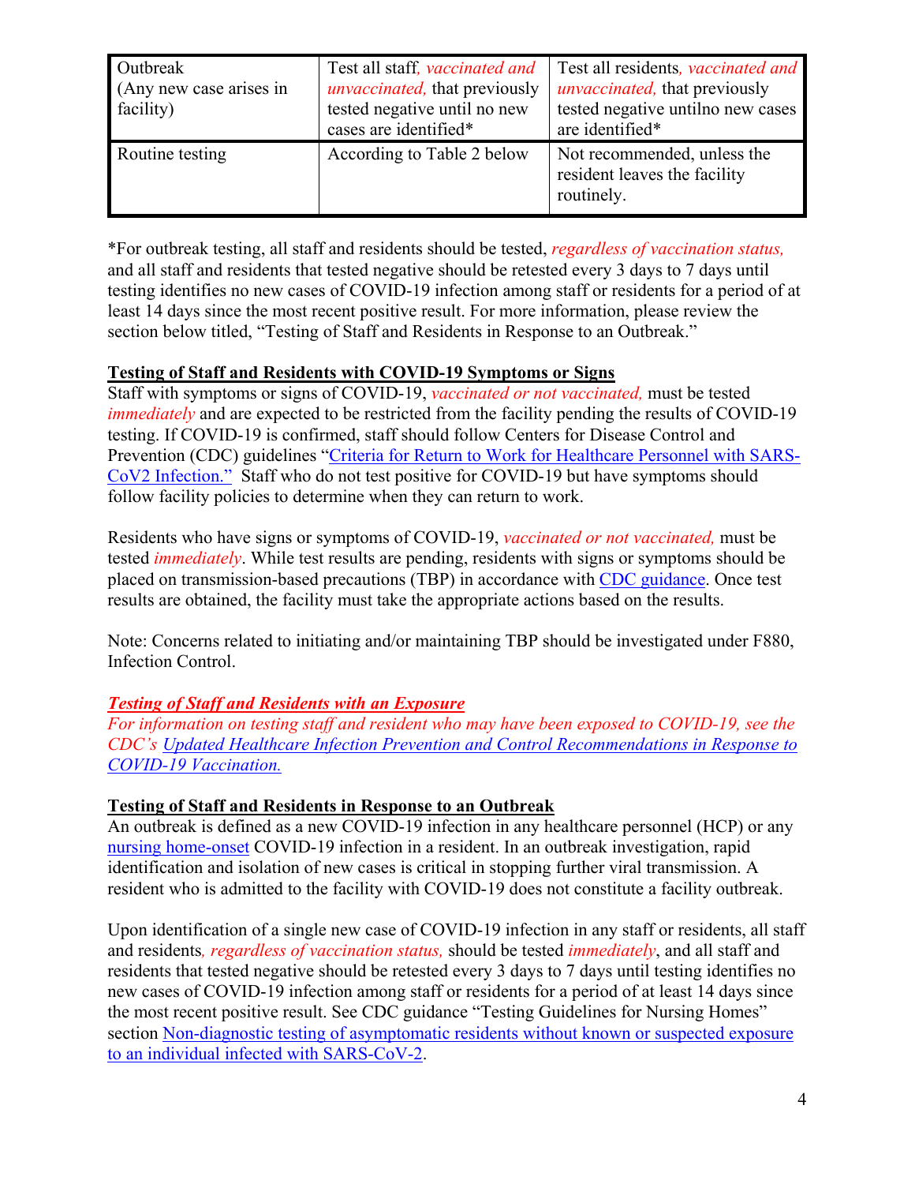| | | |
|---|---|---|
| Outbreak (Any new case arises in facility) | Test all staff, *vaccinated and unvaccinated,* that previously tested negative until no new cases are identified* | Test all residents, *vaccinated and unvaccinated,* that previously tested negative untilno new cases are identified* |
| Routine testing | According to Table 2 below | Not recommended, unless the resident leaves the facility routinely. |

*For outbreak testing, all staff and residents should be tested, *regardless of vaccination status,* and all staff and residents that tested negative should be retested every 3 days to 7 days until testing identifies no new cases of COVID-19 infection among staff or residents for a period of at least 14 days since the most recent positive result. For more information, please review the section below titled, "Testing of Staff and Residents in Response to an Outbreak."

**Testing of Staff and Residents with COVID-19 Symptoms or Signs**

Staff with symptoms or signs of COVID-19, *vaccinated or not vaccinated,* must be tested *immediately* and are expected to be restricted from the facility pending the results of COVID-19 testing. If COVID-19 is confirmed, staff should follow Centers for Disease Control and Prevention (CDC) guidelines "Criteria for Return to Work for Healthcare Personnel with SARS-CoV2 Infection." Staff who do not test positive for COVID-19 but have symptoms should follow facility policies to determine when they can return to work.

Residents who have signs or symptoms of COVID-19, *vaccinated or not vaccinated,* must be tested *immediately*. While test results are pending, residents with signs or symptoms should be placed on transmission-based precautions (TBP) in accordance with CDC guidance. Once test results are obtained, the facility must take the appropriate actions based on the results.

Note: Concerns related to initiating and/or maintaining TBP should be investigated under F880, Infection Control.

***Testing of Staff and Residents with an Exposure***

*For information on testing staff and resident who may have been exposed to COVID-19, see the CDC's Updated Healthcare Infection Prevention and Control Recommendations in Response to COVID-19 Vaccination.*

**Testing of Staff and Residents in Response to an Outbreak**

An outbreak is defined as a new COVID-19 infection in any healthcare personnel (HCP) or any nursing home-onset COVID-19 infection in a resident. In an outbreak investigation, rapid identification and isolation of new cases is critical in stopping further viral transmission. A resident who is admitted to the facility with COVID-19 does not constitute a facility outbreak.

Upon identification of a single new case of COVID-19 infection in any staff or residents, all staff and residents, *regardless of vaccination status,* should be tested *immediately*, and all staff and residents that tested negative should be retested every 3 days to 7 days until testing identifies no new cases of COVID-19 infection among staff or residents for a period of at least 14 days since the most recent positive result. See CDC guidance "Testing Guidelines for Nursing Homes" section Non-diagnostic testing of asymptomatic residents without known or suspected exposure to an individual infected with SARS-CoV-2.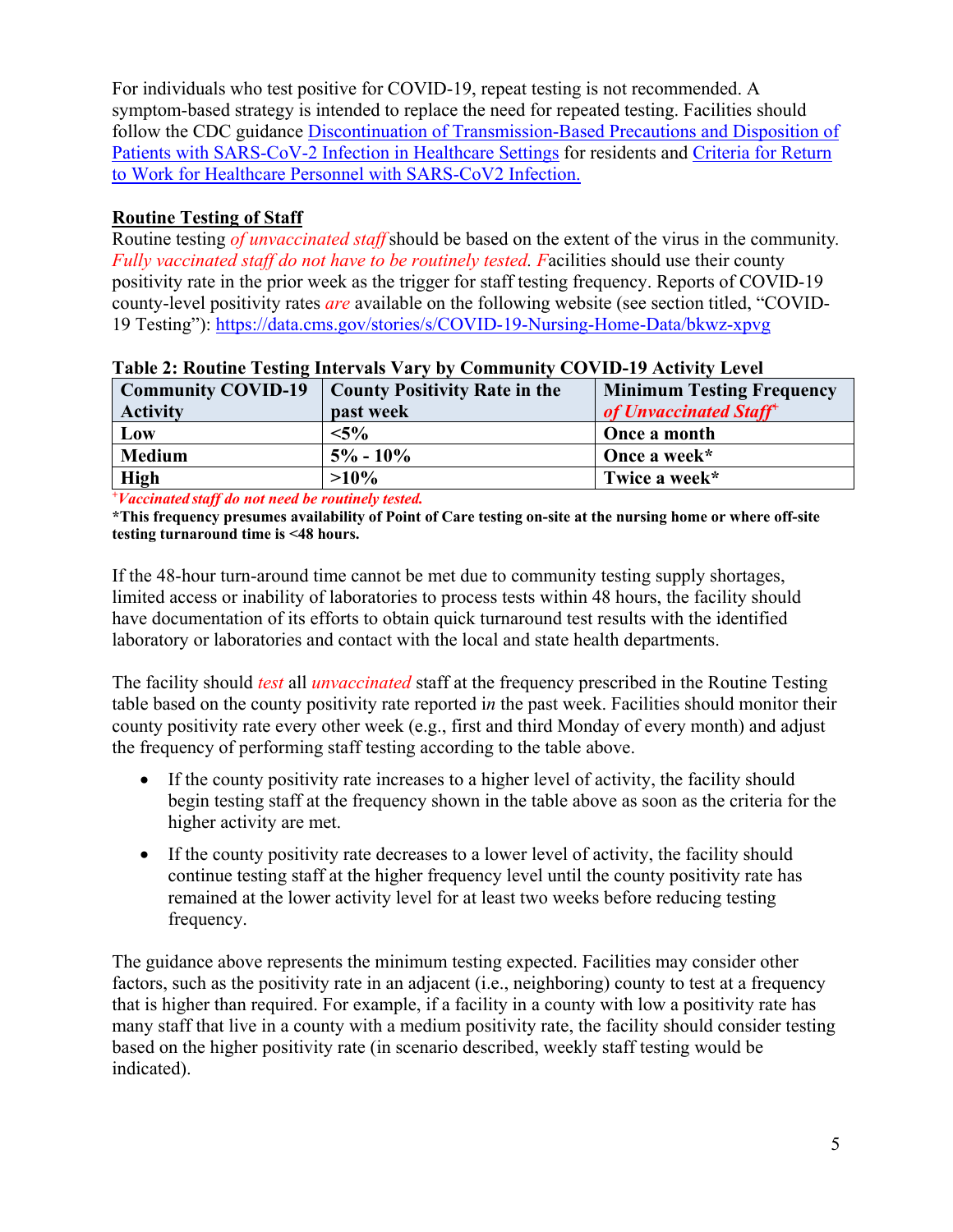For individuals who test positive for COVID-19, repeat testing is not recommended. A symptom-based strategy is intended to replace the need for repeated testing. Facilities should follow the CDC guidance [Discontinuation of Transmission-Based Precautions and Disposition of Patients with SARS-CoV-2 Infection in Healthcare Settings] for residents and [Criteria for Return to Work for Healthcare Personnel with SARS-CoV2 Infection.]

## Routine Testing of Staff

Routine testing *of unvaccinated staff* should be based on the extent of the virus in the community. *Fully vaccinated staff do not have to be routinely tested. F*acilities should use their county positivity rate in the prior week as the trigger for staff testing frequency. Reports of COVID-19 county-level positivity rates *are* available on the following website (see section titled, "COVID-19 Testing"): https://data.cms.gov/stories/s/COVID-19-Nursing-Home-Data/bkwz-xpvg

**Table 2: Routine Testing Intervals Vary by Community COVID-19 Activity Level**

| Community COVID-19 Activity | County Positivity Rate in the past week | Minimum Testing Frequency *of Unvaccinated Staff*+ |
|---|---|---|
| **Low** | **<5%** | **Once a month** |
| **Medium** | **5% - 10%** | **Once a week*** |
| **High** | **>10%** | **Twice a week*** |

+*Vaccinated staff do not need be routinely tested.*

***This frequency presumes availability of Point of Care testing on-site at the nursing home or where off-site testing turnaround time is <48 hours.**

If the 48-hour turn-around time cannot be met due to community testing supply shortages, limited access or inability of laboratories to process tests within 48 hours, the facility should have documentation of its efforts to obtain quick turnaround test results with the identified laboratory or laboratories and contact with the local and state health departments.

The facility should *test* all *unvaccinated* staff at the frequency prescribed in the Routine Testing table based on the county positivity rate reported i*n* the past week. Facilities should monitor their county positivity rate every other week (e.g., first and third Monday of every month) and adjust the frequency of performing staff testing according to the table above.

- If the county positivity rate increases to a higher level of activity, the facility should begin testing staff at the frequency shown in the table above as soon as the criteria for the higher activity are met.
- If the county positivity rate decreases to a lower level of activity, the facility should continue testing staff at the higher frequency level until the county positivity rate has remained at the lower activity level for at least two weeks before reducing testing frequency.

The guidance above represents the minimum testing expected. Facilities may consider other factors, such as the positivity rate in an adjacent (i.e., neighboring) county to test at a frequency that is higher than required. For example, if a facility in a county with low a positivity rate has many staff that live in a county with a medium positivity rate, the facility should consider testing based on the higher positivity rate (in scenario described, weekly staff testing would be indicated).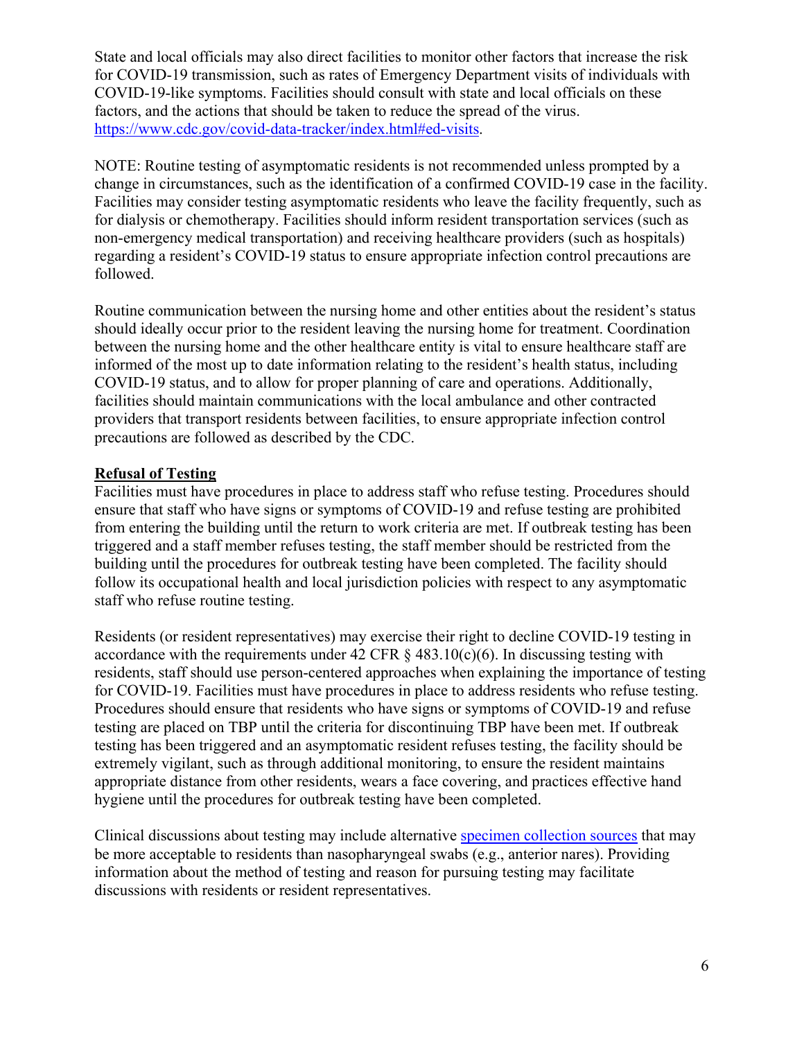State and local officials may also direct facilities to monitor other factors that increase the risk for COVID-19 transmission, such as rates of Emergency Department visits of individuals with COVID-19-like symptoms. Facilities should consult with state and local officials on these factors, and the actions that should be taken to reduce the spread of the virus. [https://www.cdc.gov/covid-data-tracker/index.html#ed-visits](https://www.cdc.gov/covid-data-tracker/index.html#ed-visits).

NOTE: Routine testing of asymptomatic residents is not recommended unless prompted by a change in circumstances, such as the identification of a confirmed COVID-19 case in the facility. Facilities may consider testing asymptomatic residents who leave the facility frequently, such as for dialysis or chemotherapy. Facilities should inform resident transportation services (such as non-emergency medical transportation) and receiving healthcare providers (such as hospitals) regarding a resident's COVID-19 status to ensure appropriate infection control precautions are followed.

Routine communication between the nursing home and other entities about the resident's status should ideally occur prior to the resident leaving the nursing home for treatment. Coordination between the nursing home and the other healthcare entity is vital to ensure healthcare staff are informed of the most up to date information relating to the resident's health status, including COVID-19 status, and to allow for proper planning of care and operations. Additionally, facilities should maintain communications with the local ambulance and other contracted providers that transport residents between facilities, to ensure appropriate infection control precautions are followed as described by the CDC.

**Refusal of Testing**

Facilities must have procedures in place to address staff who refuse testing. Procedures should ensure that staff who have signs or symptoms of COVID-19 and refuse testing are prohibited from entering the building until the return to work criteria are met. If outbreak testing has been triggered and a staff member refuses testing, the staff member should be restricted from the building until the procedures for outbreak testing have been completed. The facility should follow its occupational health and local jurisdiction policies with respect to any asymptomatic staff who refuse routine testing.

Residents (or resident representatives) may exercise their right to decline COVID-19 testing in accordance with the requirements under 42 CFR § 483.10(c)(6). In discussing testing with residents, staff should use person-centered approaches when explaining the importance of testing for COVID-19. Facilities must have procedures in place to address residents who refuse testing. Procedures should ensure that residents who have signs or symptoms of COVID-19 and refuse testing are placed on TBP until the criteria for discontinuing TBP have been met. If outbreak testing has been triggered and an asymptomatic resident refuses testing, the facility should be extremely vigilant, such as through additional monitoring, to ensure the resident maintains appropriate distance from other residents, wears a face covering, and practices effective hand hygiene until the procedures for outbreak testing have been completed.

Clinical discussions about testing may include alternative specimen collection sources that may be more acceptable to residents than nasopharyngeal swabs (e.g., anterior nares). Providing information about the method of testing and reason for pursuing testing may facilitate discussions with residents or resident representatives.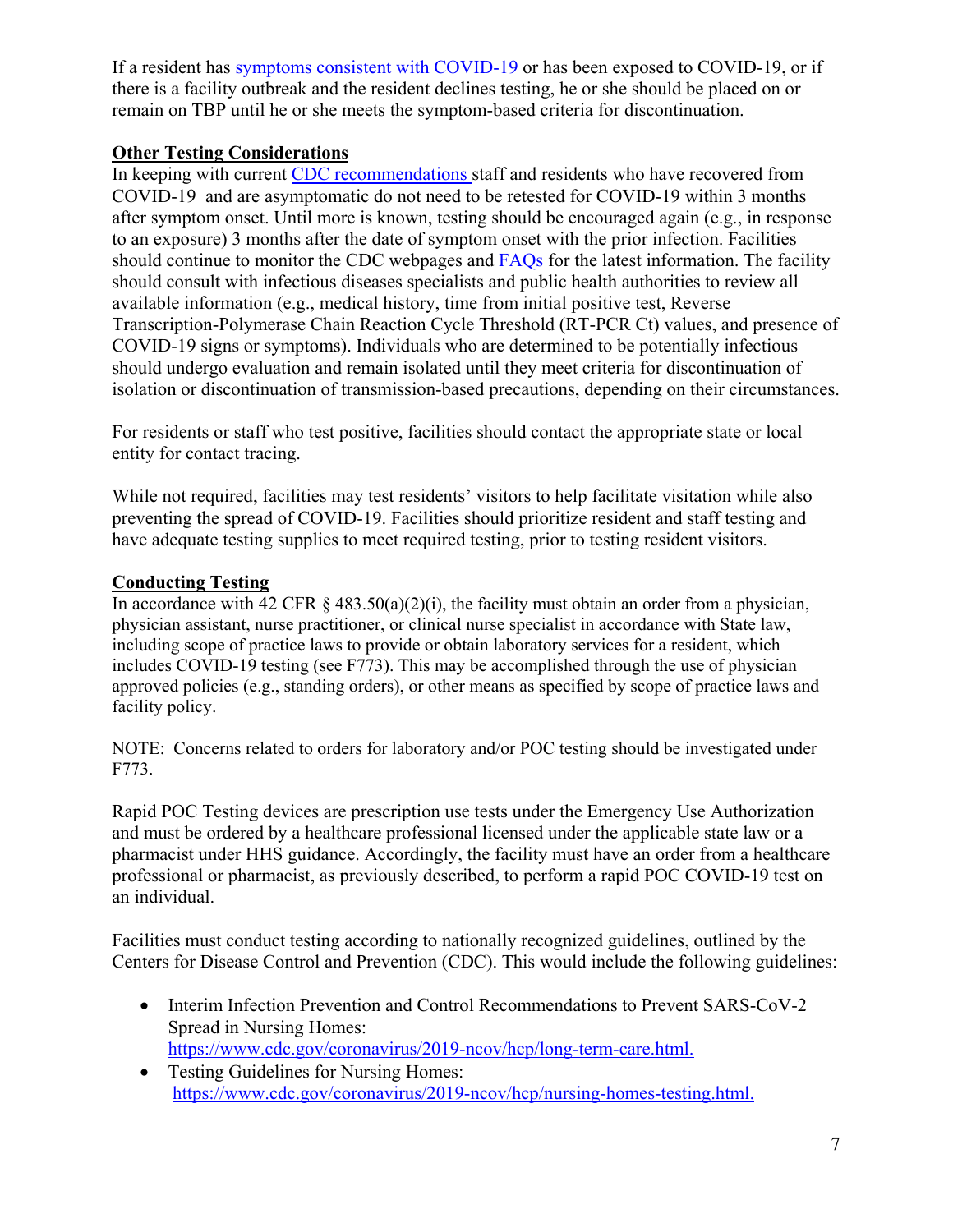If a resident has symptoms consistent with COVID-19 or has been exposed to COVID-19, or if there is a facility outbreak and the resident declines testing, he or she should be placed on or remain on TBP until he or she meets the symptom-based criteria for discontinuation.

**Other Testing Considerations**

In keeping with current CDC recommendations staff and residents who have recovered from COVID-19 and are asymptomatic do not need to be retested for COVID-19 within 3 months after symptom onset. Until more is known, testing should be encouraged again (e.g., in response to an exposure) 3 months after the date of symptom onset with the prior infection. Facilities should continue to monitor the CDC webpages and FAQs for the latest information. The facility should consult with infectious diseases specialists and public health authorities to review all available information (e.g., medical history, time from initial positive test, Reverse Transcription-Polymerase Chain Reaction Cycle Threshold (RT-PCR Ct) values, and presence of COVID-19 signs or symptoms). Individuals who are determined to be potentially infectious should undergo evaluation and remain isolated until they meet criteria for discontinuation of isolation or discontinuation of transmission-based precautions, depending on their circumstances.

For residents or staff who test positive, facilities should contact the appropriate state or local entity for contact tracing.

While not required, facilities may test residents' visitors to help facilitate visitation while also preventing the spread of COVID-19. Facilities should prioritize resident and staff testing and have adequate testing supplies to meet required testing, prior to testing resident visitors.

**Conducting Testing**

In accordance with 42 CFR § 483.50(a)(2)(i), the facility must obtain an order from a physician, physician assistant, nurse practitioner, or clinical nurse specialist in accordance with State law, including scope of practice laws to provide or obtain laboratory services for a resident, which includes COVID-19 testing (see F773). This may be accomplished through the use of physician approved policies (e.g., standing orders), or other means as specified by scope of practice laws and facility policy.

NOTE: Concerns related to orders for laboratory and/or POC testing should be investigated under F773.

Rapid POC Testing devices are prescription use tests under the Emergency Use Authorization and must be ordered by a healthcare professional licensed under the applicable state law or a pharmacist under HHS guidance. Accordingly, the facility must have an order from a healthcare professional or pharmacist, as previously described, to perform a rapid POC COVID-19 test on an individual.

Facilities must conduct testing according to nationally recognized guidelines, outlined by the Centers for Disease Control and Prevention (CDC). This would include the following guidelines:

- Interim Infection Prevention and Control Recommendations to Prevent SARS-CoV-2 Spread in Nursing Homes: https://www.cdc.gov/coronavirus/2019-ncov/hcp/long-term-care.html.
- Testing Guidelines for Nursing Homes: https://www.cdc.gov/coronavirus/2019-ncov/hcp/nursing-homes-testing.html.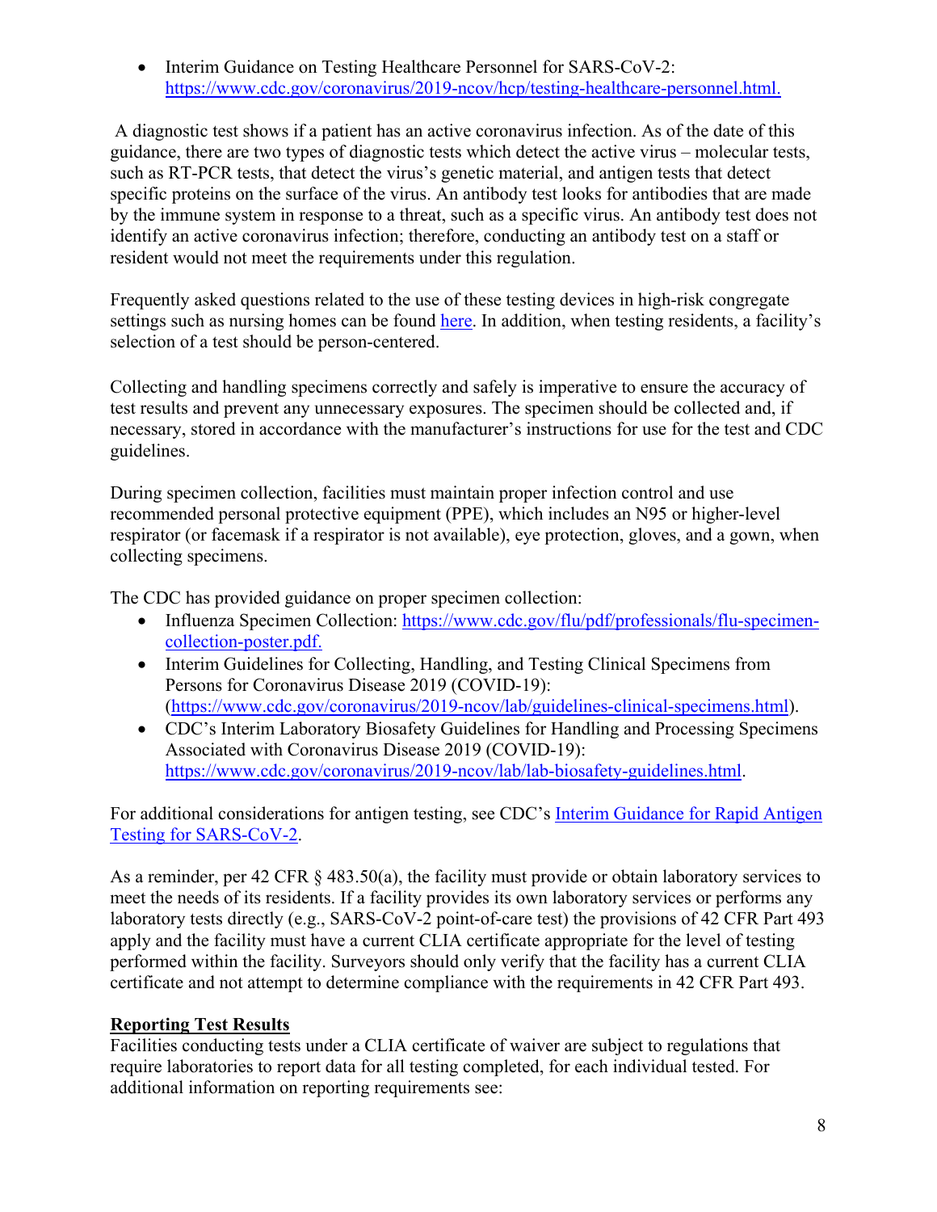- Interim Guidance on Testing Healthcare Personnel for SARS-CoV-2: [https://www.cdc.gov/coronavirus/2019-ncov/hcp/testing-healthcare-personnel.html.](https://www.cdc.gov/coronavirus/2019-ncov/hcp/testing-healthcare-personnel.html)

A diagnostic test shows if a patient has an active coronavirus infection. As of the date of this guidance, there are two types of diagnostic tests which detect the active virus – molecular tests, such as RT-PCR tests, that detect the virus's genetic material, and antigen tests that detect specific proteins on the surface of the virus. An antibody test looks for antibodies that are made by the immune system in response to a threat, such as a specific virus. An antibody test does not identify an active coronavirus infection; therefore, conducting an antibody test on a staff or resident would not meet the requirements under this regulation.

Frequently asked questions related to the use of these testing devices in high-risk congregate settings such as nursing homes can be found here. In addition, when testing residents, a facility's selection of a test should be person-centered.

Collecting and handling specimens correctly and safely is imperative to ensure the accuracy of test results and prevent any unnecessary exposures. The specimen should be collected and, if necessary, stored in accordance with the manufacturer's instructions for use for the test and CDC guidelines.

During specimen collection, facilities must maintain proper infection control and use recommended personal protective equipment (PPE), which includes an N95 or higher-level respirator (or facemask if a respirator is not available), eye protection, gloves, and a gown, when collecting specimens.

The CDC has provided guidance on proper specimen collection:

- Influenza Specimen Collection: [https://www.cdc.gov/flu/pdf/professionals/flu-specimen-collection-poster.pdf.](https://www.cdc.gov/flu/pdf/professionals/flu-specimen-collection-poster.pdf)
- Interim Guidelines for Collecting, Handling, and Testing Clinical Specimens from Persons for Coronavirus Disease 2019 (COVID-19): ([https://www.cdc.gov/coronavirus/2019-ncov/lab/guidelines-clinical-specimens.html](https://www.cdc.gov/coronavirus/2019-ncov/lab/guidelines-clinical-specimens.html)).
- CDC's Interim Laboratory Biosafety Guidelines for Handling and Processing Specimens Associated with Coronavirus Disease 2019 (COVID-19): [https://www.cdc.gov/coronavirus/2019-ncov/lab/lab-biosafety-guidelines.html](https://www.cdc.gov/coronavirus/2019-ncov/lab/lab-biosafety-guidelines.html).

For additional considerations for antigen testing, see CDC's Interim Guidance for Rapid Antigen Testing for SARS-CoV-2.

As a reminder, per 42 CFR § 483.50(a), the facility must provide or obtain laboratory services to meet the needs of its residents. If a facility provides its own laboratory services or performs any laboratory tests directly (e.g., SARS-CoV-2 point-of-care test) the provisions of 42 CFR Part 493 apply and the facility must have a current CLIA certificate appropriate for the level of testing performed within the facility. Surveyors should only verify that the facility has a current CLIA certificate and not attempt to determine compliance with the requirements in 42 CFR Part 493.

## Reporting Test Results

Facilities conducting tests under a CLIA certificate of waiver are subject to regulations that require laboratories to report data for all testing completed, for each individual tested. For additional information on reporting requirements see: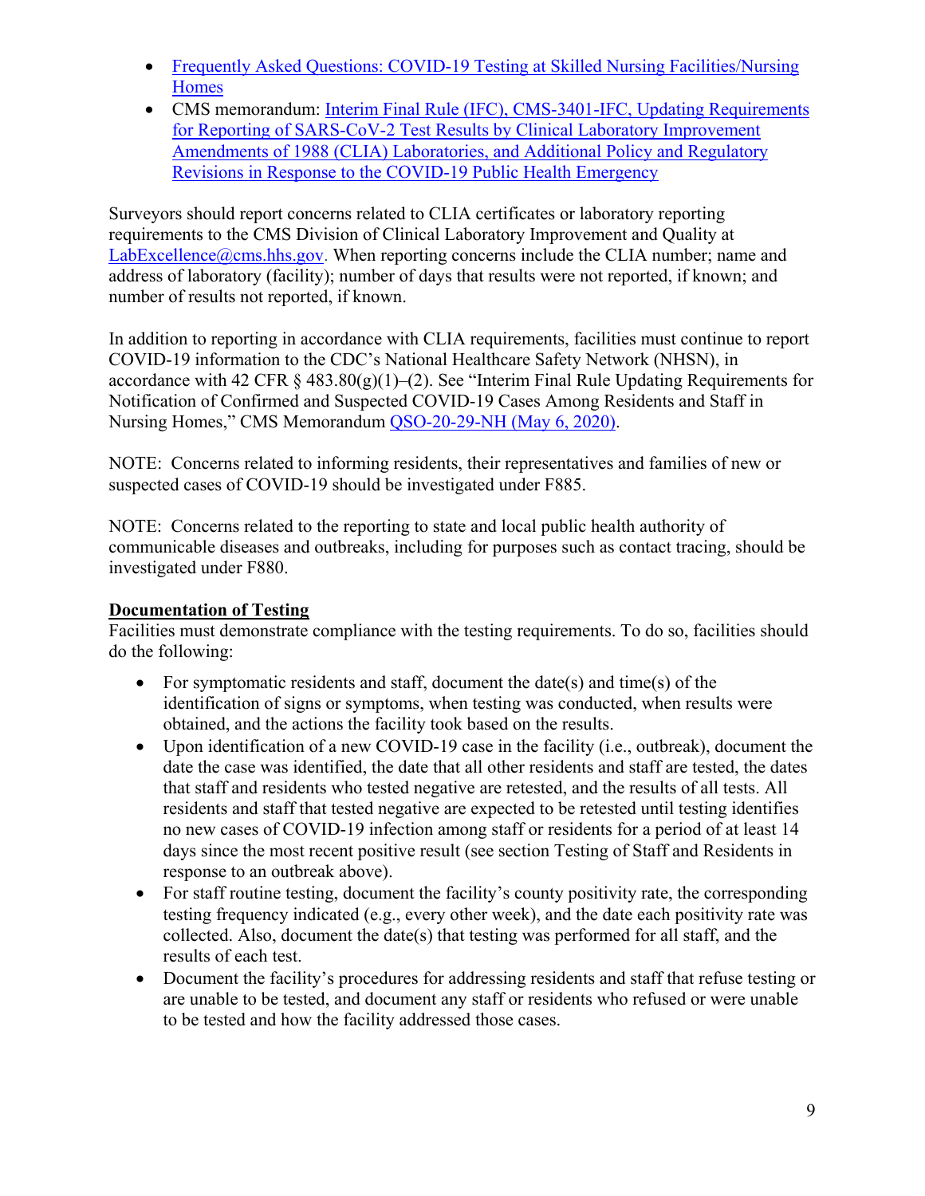- [Frequently Asked Questions: COVID-19 Testing at Skilled Nursing Facilities/Nursing Homes]()
- CMS memorandum: [Interim Final Rule (IFC), CMS-3401-IFC, Updating Requirements for Reporting of SARS-CoV-2 Test Results by Clinical Laboratory Improvement Amendments of 1988 (CLIA) Laboratories, and Additional Policy and Regulatory Revisions in Response to the COVID-19 Public Health Emergency]()

Surveyors should report concerns related to CLIA certificates or laboratory reporting requirements to the CMS Division of Clinical Laboratory Improvement and Quality at [LabExcellence@cms.hhs.gov](mailto:LabExcellence@cms.hhs.gov). When reporting concerns include the CLIA number; name and address of laboratory (facility); number of days that results were not reported, if known; and number of results not reported, if known.

In addition to reporting in accordance with CLIA requirements, facilities must continue to report COVID-19 information to the CDC's National Healthcare Safety Network (NHSN), in accordance with 42 CFR § 483.80(g)(1)–(2). See "Interim Final Rule Updating Requirements for Notification of Confirmed and Suspected COVID-19 Cases Among Residents and Staff in Nursing Homes," CMS Memorandum [QSO-20-29-NH (May 6, 2020)]().

NOTE: Concerns related to informing residents, their representatives and families of new or suspected cases of COVID-19 should be investigated under F885.

NOTE: Concerns related to the reporting to state and local public health authority of communicable diseases and outbreaks, including for purposes such as contact tracing, should be investigated under F880.

**Documentation of Testing**

Facilities must demonstrate compliance with the testing requirements. To do so, facilities should do the following:

- For symptomatic residents and staff, document the date(s) and time(s) of the identification of signs or symptoms, when testing was conducted, when results were obtained, and the actions the facility took based on the results.
- Upon identification of a new COVID-19 case in the facility (i.e., outbreak), document the date the case was identified, the date that all other residents and staff are tested, the dates that staff and residents who tested negative are retested, and the results of all tests. All residents and staff that tested negative are expected to be retested until testing identifies no new cases of COVID-19 infection among staff or residents for a period of at least 14 days since the most recent positive result (see section Testing of Staff and Residents in response to an outbreak above).
- For staff routine testing, document the facility's county positivity rate, the corresponding testing frequency indicated (e.g., every other week), and the date each positivity rate was collected. Also, document the date(s) that testing was performed for all staff, and the results of each test.
- Document the facility's procedures for addressing residents and staff that refuse testing or are unable to be tested, and document any staff or residents who refused or were unable to be tested and how the facility addressed those cases.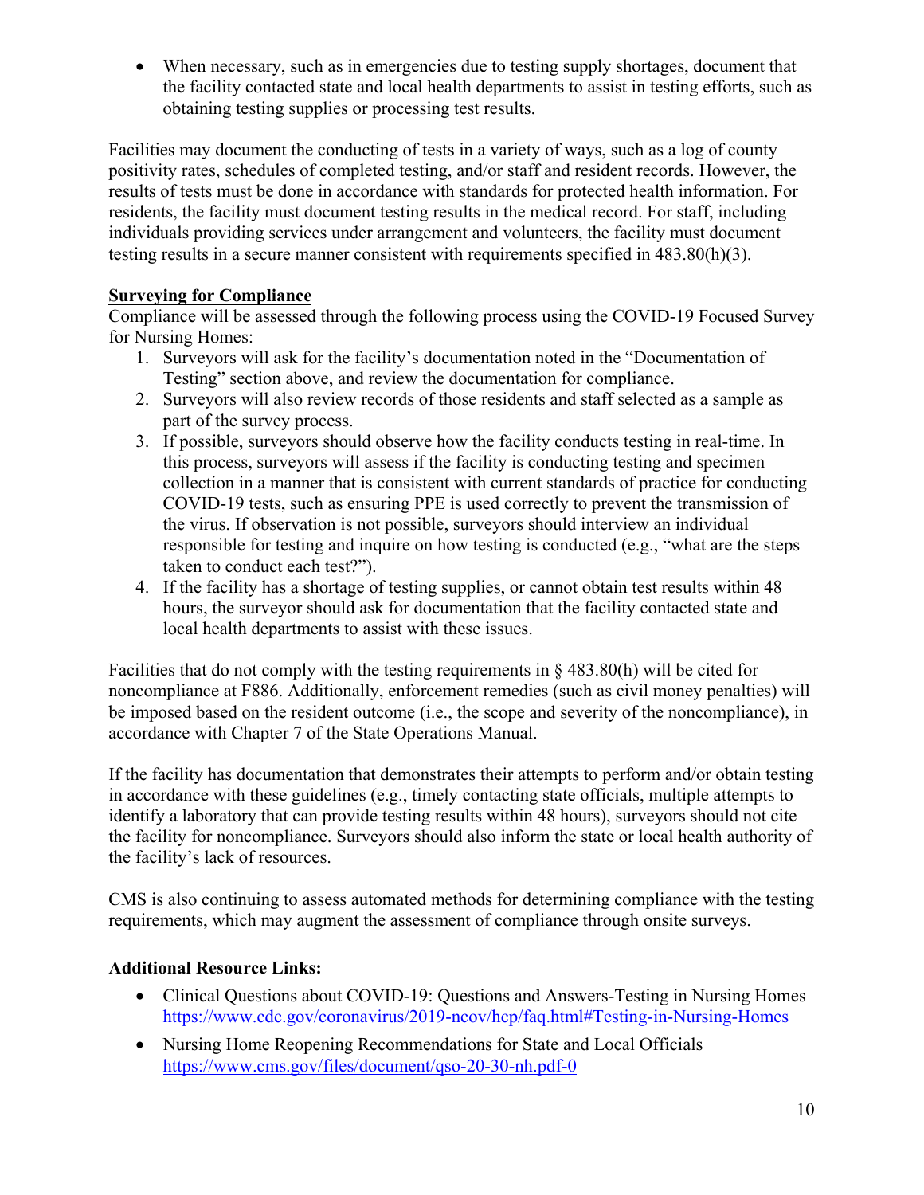- When necessary, such as in emergencies due to testing supply shortages, document that the facility contacted state and local health departments to assist in testing efforts, such as obtaining testing supplies or processing test results.

Facilities may document the conducting of tests in a variety of ways, such as a log of county positivity rates, schedules of completed testing, and/or staff and resident records. However, the results of tests must be done in accordance with standards for protected health information. For residents, the facility must document testing results in the medical record. For staff, including individuals providing services under arrangement and volunteers, the facility must document testing results in a secure manner consistent with requirements specified in 483.80(h)(3).

**Surveying for Compliance**

Compliance will be assessed through the following process using the COVID-19 Focused Survey for Nursing Homes:

1. Surveyors will ask for the facility's documentation noted in the "Documentation of Testing" section above, and review the documentation for compliance.
2. Surveyors will also review records of those residents and staff selected as a sample as part of the survey process.
3. If possible, surveyors should observe how the facility conducts testing in real-time. In this process, surveyors will assess if the facility is conducting testing and specimen collection in a manner that is consistent with current standards of practice for conducting COVID-19 tests, such as ensuring PPE is used correctly to prevent the transmission of the virus. If observation is not possible, surveyors should interview an individual responsible for testing and inquire on how testing is conducted (e.g., "what are the steps taken to conduct each test?").
4. If the facility has a shortage of testing supplies, or cannot obtain test results within 48 hours, the surveyor should ask for documentation that the facility contacted state and local health departments to assist with these issues.

Facilities that do not comply with the testing requirements in § 483.80(h) will be cited for noncompliance at F886. Additionally, enforcement remedies (such as civil money penalties) will be imposed based on the resident outcome (i.e., the scope and severity of the noncompliance), in accordance with Chapter 7 of the State Operations Manual.

If the facility has documentation that demonstrates their attempts to perform and/or obtain testing in accordance with these guidelines (e.g., timely contacting state officials, multiple attempts to identify a laboratory that can provide testing results within 48 hours), surveyors should not cite the facility for noncompliance. Surveyors should also inform the state or local health authority of the facility's lack of resources.

CMS is also continuing to assess automated methods for determining compliance with the testing requirements, which may augment the assessment of compliance through onsite surveys.

**Additional Resource Links:**

- Clinical Questions about COVID-19: Questions and Answers-Testing in Nursing Homes https://www.cdc.gov/coronavirus/2019-ncov/hcp/faq.html#Testing-in-Nursing-Homes
- Nursing Home Reopening Recommendations for State and Local Officials https://www.cms.gov/files/document/qso-20-30-nh.pdf-0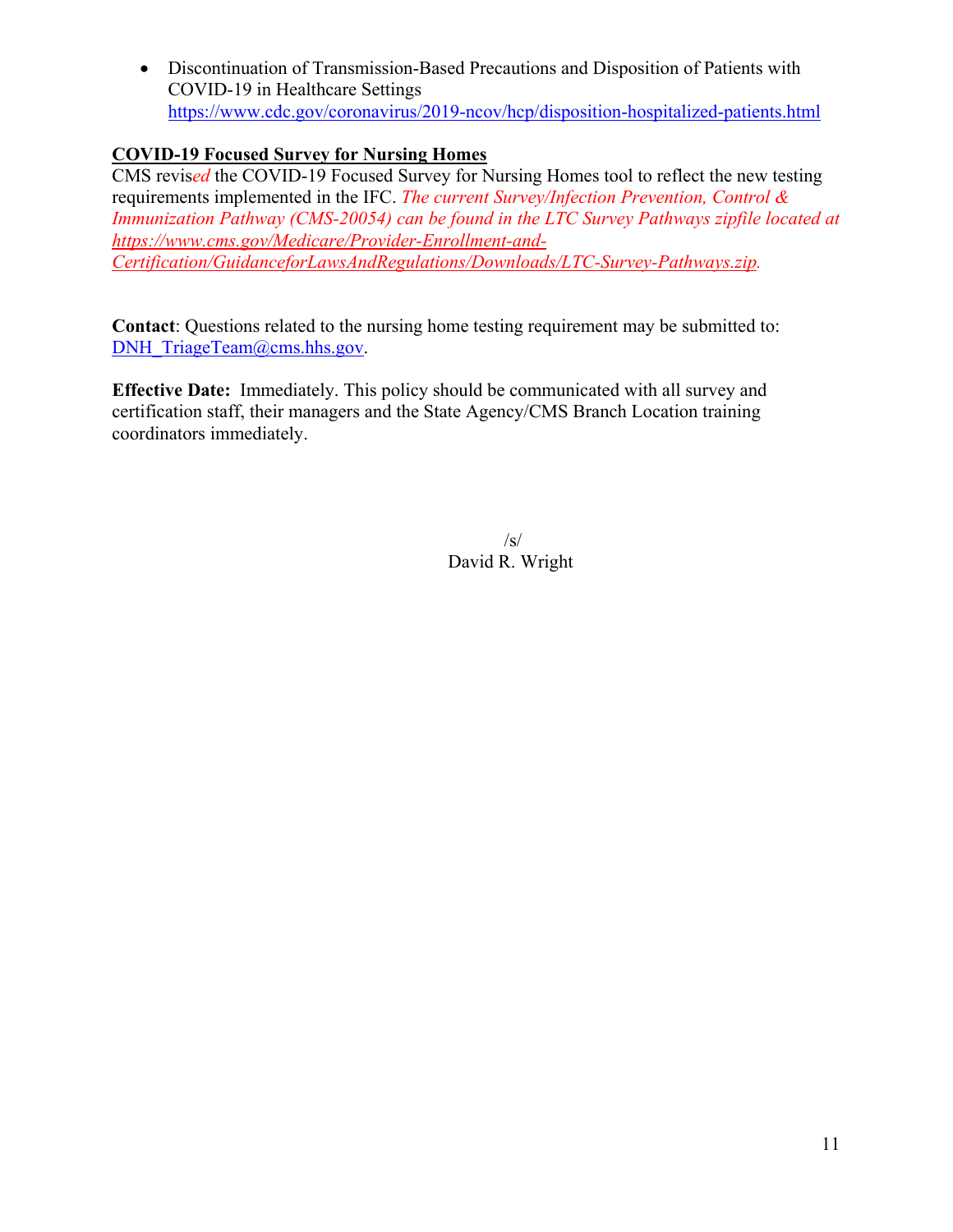- Discontinuation of Transmission-Based Precautions and Disposition of Patients with COVID-19 in Healthcare Settings https://www.cdc.gov/coronavirus/2019-ncov/hcp/disposition-hospitalized-patients.html

**COVID-19 Focused Survey for Nursing Homes**

CMS revis*ed* the COVID-19 Focused Survey for Nursing Homes tool to reflect the new testing requirements implemented in the IFC. *The current Survey/Infection Prevention, Control & Immunization Pathway (CMS-20054) can be found in the LTC Survey Pathways zipfile located at https://www.cms.gov/Medicare/Provider-Enrollment-and-Certification/GuidanceforLawsAndRegulations/Downloads/LTC-Survey-Pathways.zip.*

**Contact**: Questions related to the nursing home testing requirement may be submitted to: DNH_TriageTeam@cms.hhs.gov.

**Effective Date:** Immediately. This policy should be communicated with all survey and certification staff, their managers and the State Agency/CMS Branch Location training coordinators immediately.

/s/
David R. Wright